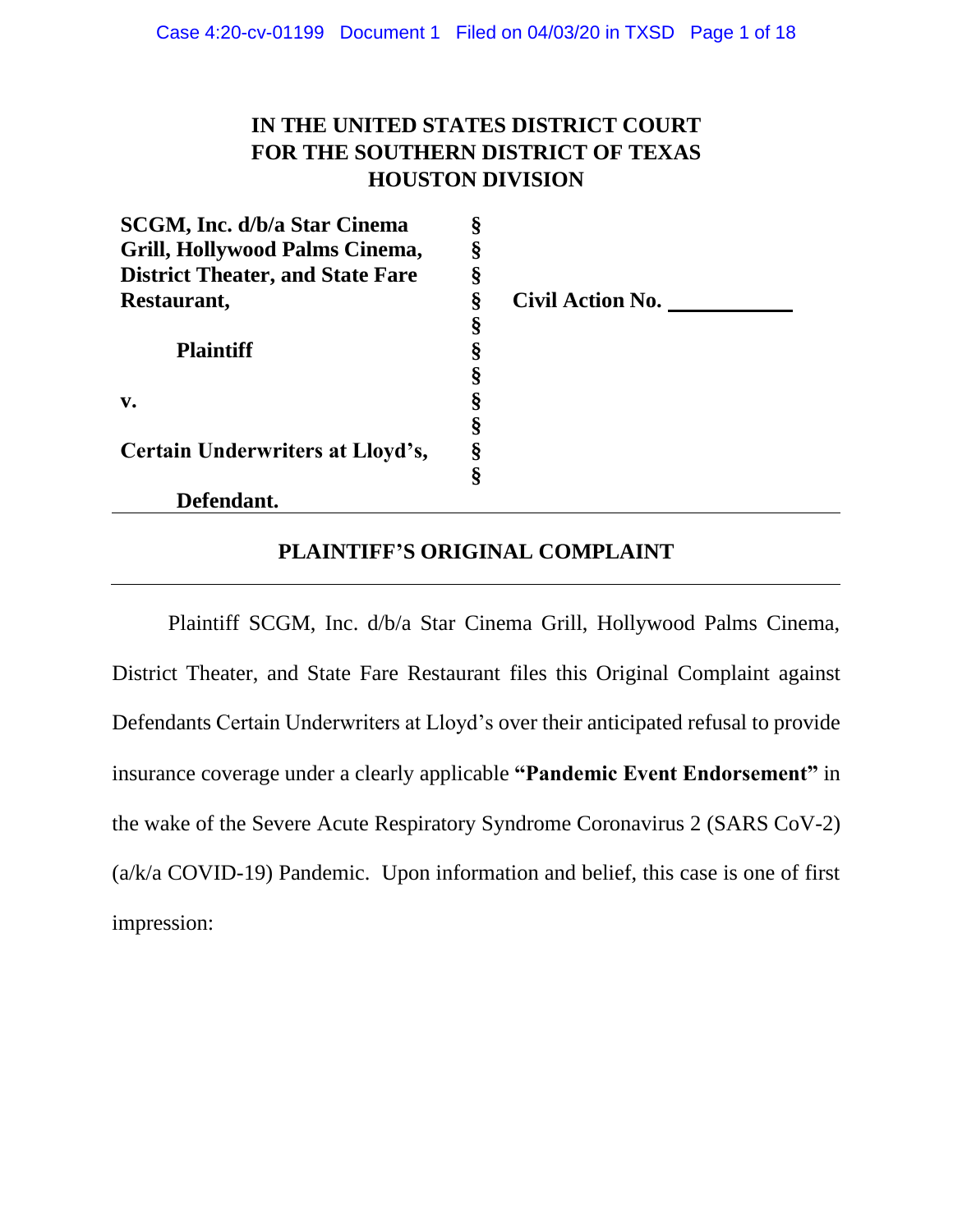# IN THE UNITED STATES DISTRICT COURT FOR THE SOUTHERN DISTRICT OF TEXAS HOUSTON DIVISION

| | | |
|---|---|---|
| **SCGM, Inc. d/b/a Star Cinema Grill, Hollywood Palms Cinema, District Theater, and State Fare Restaurant,** | § | |
| | § | **Civil Action No. \_\_\_\_\_\_\_\_\_\_** |
| **Plaintiff** | § | |
| | § | |
| **v.** | § | |
| | § | |
| **Certain Underwriters at Lloyd's,** | § | |
| | § | |
| **Defendant.** | | |

## PLAINTIFF'S ORIGINAL COMPLAINT

Plaintiff SCGM, Inc. d/b/a Star Cinema Grill, Hollywood Palms Cinema, District Theater, and State Fare Restaurant files this Original Complaint against Defendants Certain Underwriters at Lloyd's over their anticipated refusal to provide insurance coverage under a clearly applicable **"Pandemic Event Endorsement"** in the wake of the Severe Acute Respiratory Syndrome Coronavirus 2 (SARS CoV-2) (a/k/a COVID-19) Pandemic. Upon information and belief, this case is one of first impression: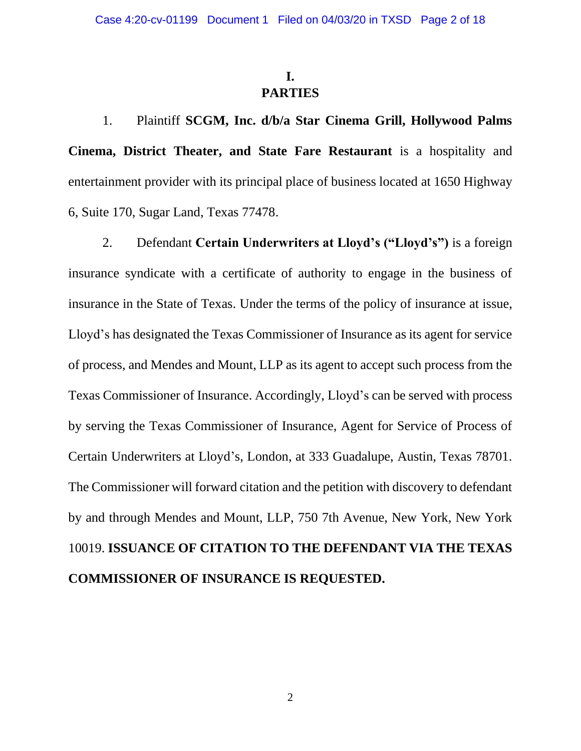# I.
# PARTIES

1. Plaintiff **SCGM, Inc. d/b/a Star Cinema Grill, Hollywood Palms Cinema, District Theater, and State Fare Restaurant** is a hospitality and entertainment provider with its principal place of business located at 1650 Highway 6, Suite 170, Sugar Land, Texas 77478.

2. Defendant **Certain Underwriters at Lloyd's ("Lloyd's")** is a foreign insurance syndicate with a certificate of authority to engage in the business of insurance in the State of Texas. Under the terms of the policy of insurance at issue, Lloyd's has designated the Texas Commissioner of Insurance as its agent for service of process, and Mendes and Mount, LLP as its agent to accept such process from the Texas Commissioner of Insurance. Accordingly, Lloyd's can be served with process by serving the Texas Commissioner of Insurance, Agent for Service of Process of Certain Underwriters at Lloyd's, London, at 333 Guadalupe, Austin, Texas 78701. The Commissioner will forward citation and the petition with discovery to defendant by and through Mendes and Mount, LLP, 750 7th Avenue, New York, New York 10019. **ISSUANCE OF CITATION TO THE DEFENDANT VIA THE TEXAS COMMISSIONER OF INSURANCE IS REQUESTED.**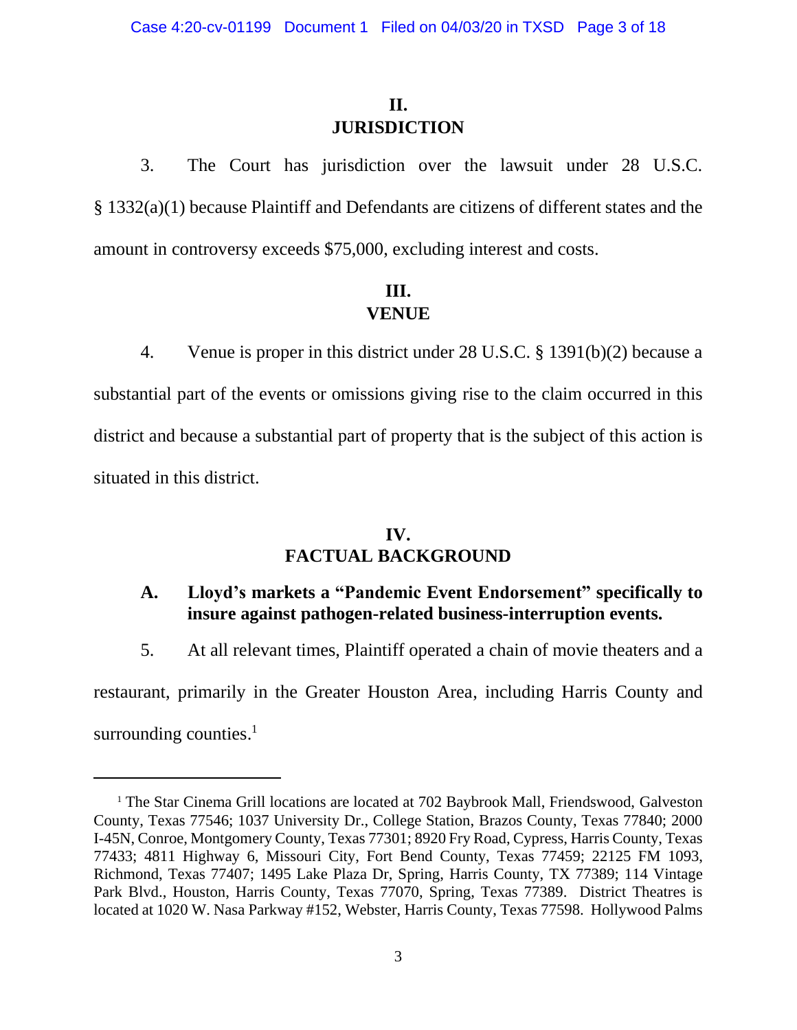## II.
## JURISDICTION

3. The Court has jurisdiction over the lawsuit under 28 U.S.C. § 1332(a)(1) because Plaintiff and Defendants are citizens of different states and the amount in controversy exceeds $75,000, excluding interest and costs.

## III.
## VENUE

4. Venue is proper in this district under 28 U.S.C. § 1391(b)(2) because a substantial part of the events or omissions giving rise to the claim occurred in this district and because a substantial part of property that is the subject of this action is situated in this district.

## IV.
## FACTUAL BACKGROUND

### A. Lloyd's markets a "Pandemic Event Endorsement" specifically to insure against pathogen-related business-interruption events.

5. At all relevant times, Plaintiff operated a chain of movie theaters and a restaurant, primarily in the Greater Houston Area, including Harris County and surrounding counties.[1]

---

[1] The Star Cinema Grill locations are located at 702 Baybrook Mall, Friendswood, Galveston County, Texas 77546; 1037 University Dr., College Station, Brazos County, Texas 77840; 2000 I-45N, Conroe, Montgomery County, Texas 77301; 8920 Fry Road, Cypress, Harris County, Texas 77433; 4811 Highway 6, Missouri City, Fort Bend County, Texas 77459; 22125 FM 1093, Richmond, Texas 77407; 1495 Lake Plaza Dr, Spring, Harris County, TX 77389; 114 Vintage Park Blvd., Houston, Harris County, Texas 77070, Spring, Texas 77389. District Theatres is located at 1020 W. Nasa Parkway #152, Webster, Harris County, Texas 77598. Hollywood Palms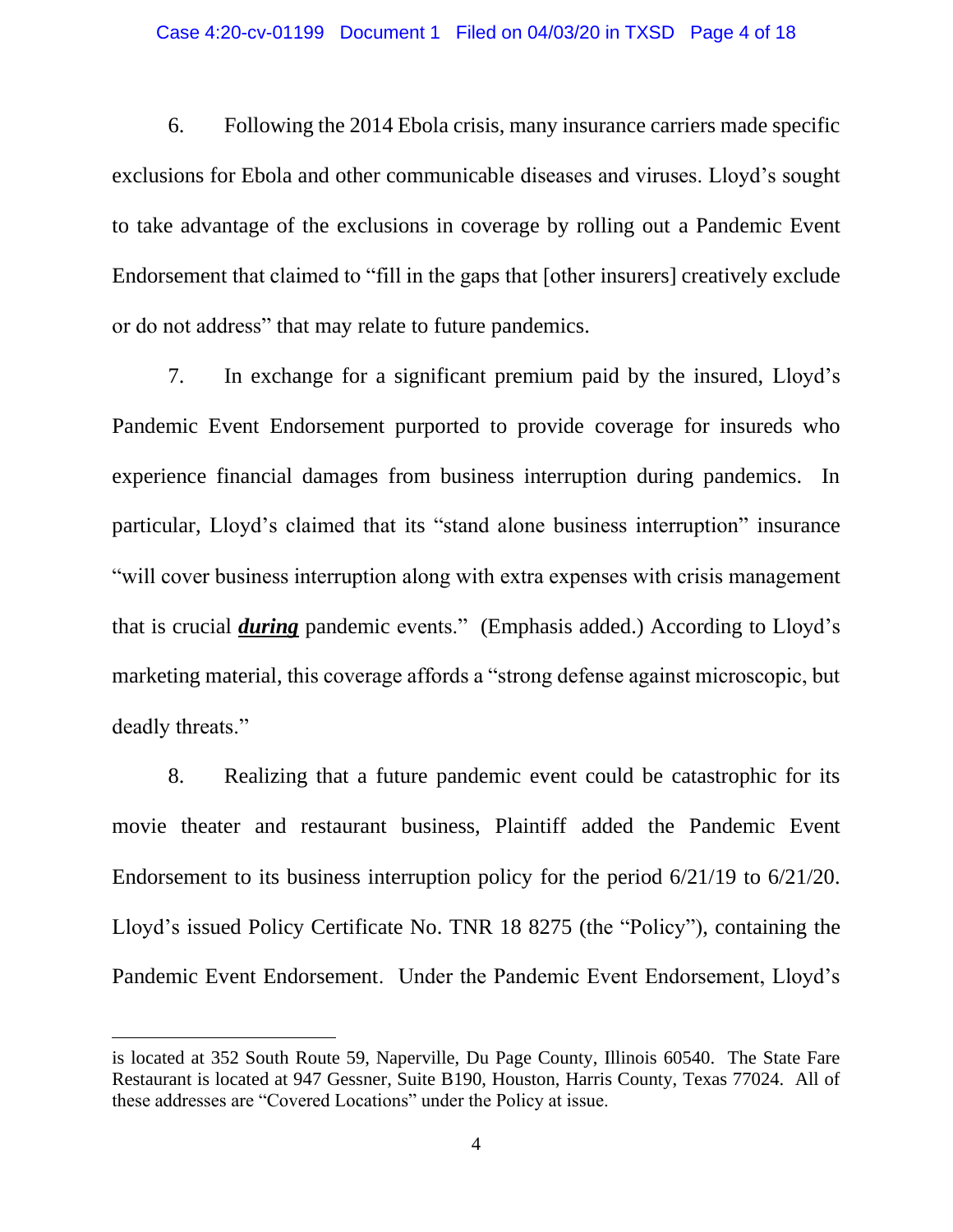6. Following the 2014 Ebola crisis, many insurance carriers made specific exclusions for Ebola and other communicable diseases and viruses. Lloyd's sought to take advantage of the exclusions in coverage by rolling out a Pandemic Event Endorsement that claimed to "fill in the gaps that [other insurers] creatively exclude or do not address" that may relate to future pandemics.

7. In exchange for a significant premium paid by the insured, Lloyd's Pandemic Event Endorsement purported to provide coverage for insureds who experience financial damages from business interruption during pandemics. In particular, Lloyd's claimed that its "stand alone business interruption" insurance "will cover business interruption along with extra expenses with crisis management that is crucial ***during*** pandemic events." (Emphasis added.) According to Lloyd's marketing material, this coverage affords a "strong defense against microscopic, but deadly threats."

8. Realizing that a future pandemic event could be catastrophic for its movie theater and restaurant business, Plaintiff added the Pandemic Event Endorsement to its business interruption policy for the period 6/21/19 to 6/21/20. Lloyd's issued Policy Certificate No. TNR 18 8275 (the "Policy"), containing the Pandemic Event Endorsement. Under the Pandemic Event Endorsement, Lloyd's

---

is located at 352 South Route 59, Naperville, Du Page County, Illinois 60540. The State Fare Restaurant is located at 947 Gessner, Suite B190, Houston, Harris County, Texas 77024. All of these addresses are "Covered Locations" under the Policy at issue.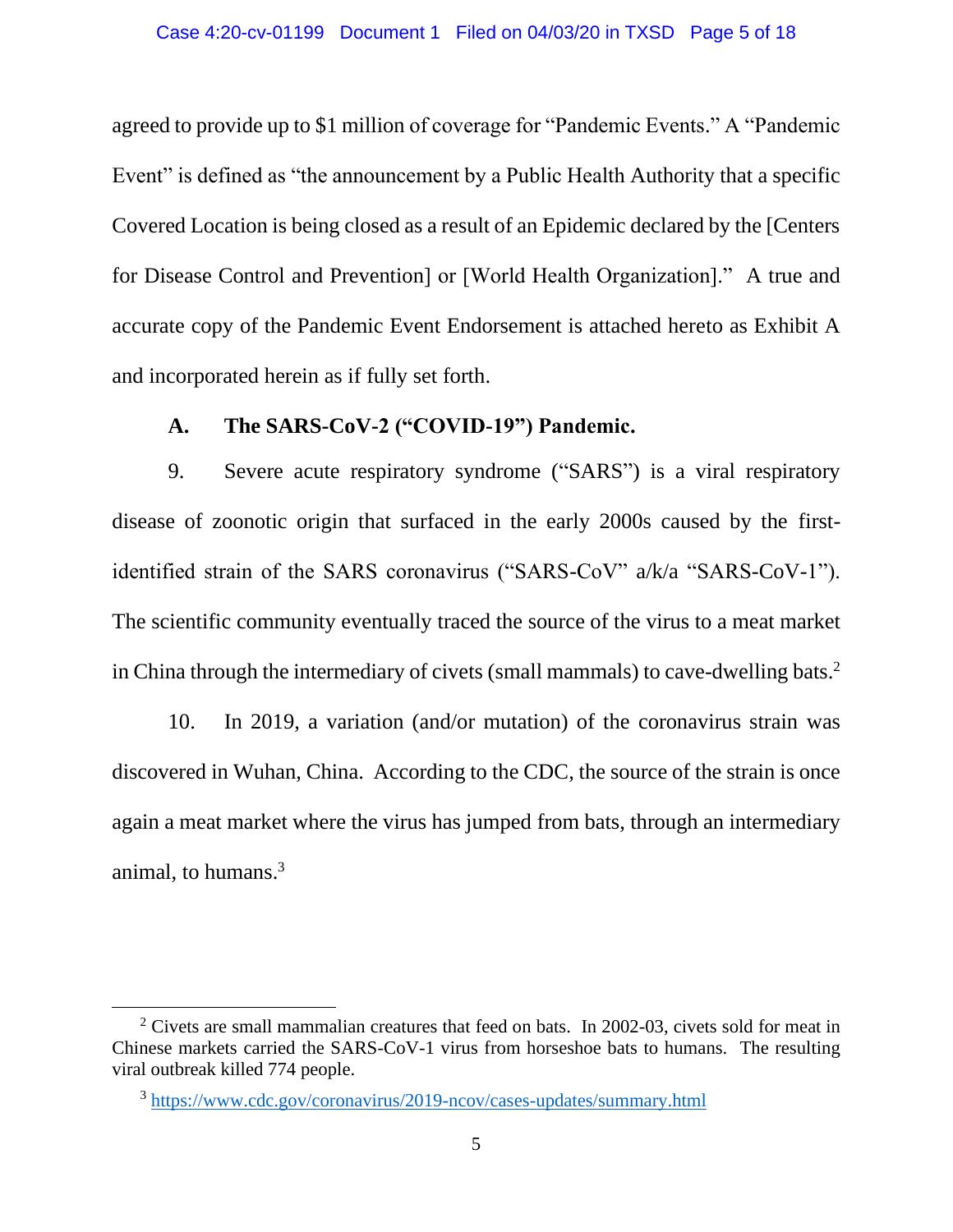agreed to provide up to $1 million of coverage for "Pandemic Events." A "Pandemic Event" is defined as "the announcement by a Public Health Authority that a specific Covered Location is being closed as a result of an Epidemic declared by the [Centers for Disease Control and Prevention] or [World Health Organization]." A true and accurate copy of the Pandemic Event Endorsement is attached hereto as Exhibit A and incorporated herein as if fully set forth.

### A. The SARS-CoV-2 ("COVID-19") Pandemic.

9. Severe acute respiratory syndrome ("SARS") is a viral respiratory disease of zoonotic origin that surfaced in the early 2000s caused by the first-identified strain of the SARS coronavirus ("SARS-CoV" a/k/a "SARS-CoV-1"). The scientific community eventually traced the source of the virus to a meat market in China through the intermediary of civets (small mammals) to cave-dwelling bats.[2]

10. In 2019, a variation (and/or mutation) of the coronavirus strain was discovered in Wuhan, China. According to the CDC, the source of the strain is once again a meat market where the virus has jumped from bats, through an intermediary animal, to humans.[3]

---

[2] Civets are small mammalian creatures that feed on bats. In 2002-03, civets sold for meat in Chinese markets carried the SARS-CoV-1 virus from horseshoe bats to humans. The resulting viral outbreak killed 774 people.

[3] https://www.cdc.gov/coronavirus/2019-ncov/cases-updates/summary.html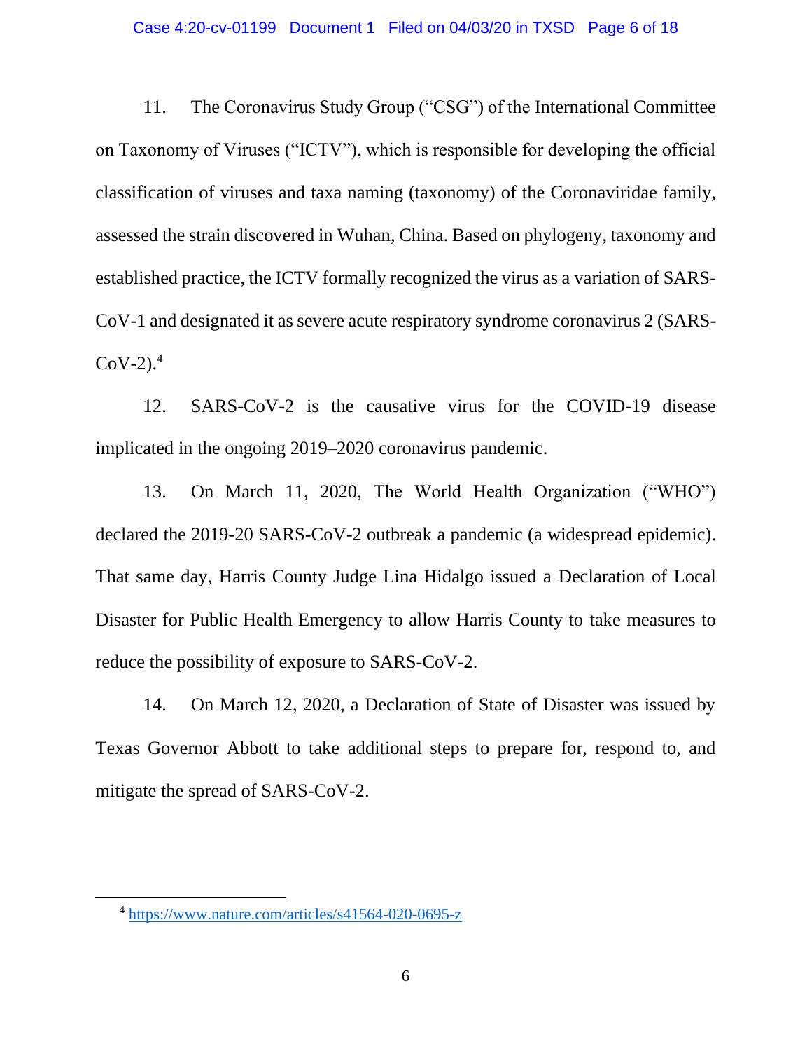11. The Coronavirus Study Group ("CSG") of the International Committee on Taxonomy of Viruses ("ICTV"), which is responsible for developing the official classification of viruses and taxa naming (taxonomy) of the Coronaviridae family, assessed the strain discovered in Wuhan, China. Based on phylogeny, taxonomy and established practice, the ICTV formally recognized the virus as a variation of SARS-CoV-1 and designated it as severe acute respiratory syndrome coronavirus 2 (SARS-CoV-2).[4]

12. SARS-CoV-2 is the causative virus for the COVID-19 disease implicated in the ongoing 2019–2020 coronavirus pandemic.

13. On March 11, 2020, The World Health Organization ("WHO") declared the 2019-20 SARS-CoV-2 outbreak a pandemic (a widespread epidemic). That same day, Harris County Judge Lina Hidalgo issued a Declaration of Local Disaster for Public Health Emergency to allow Harris County to take measures to reduce the possibility of exposure to SARS-CoV-2.

14. On March 12, 2020, a Declaration of State of Disaster was issued by Texas Governor Abbott to take additional steps to prepare for, respond to, and mitigate the spread of SARS-CoV-2.

---

[4] https://www.nature.com/articles/s41564-020-0695-z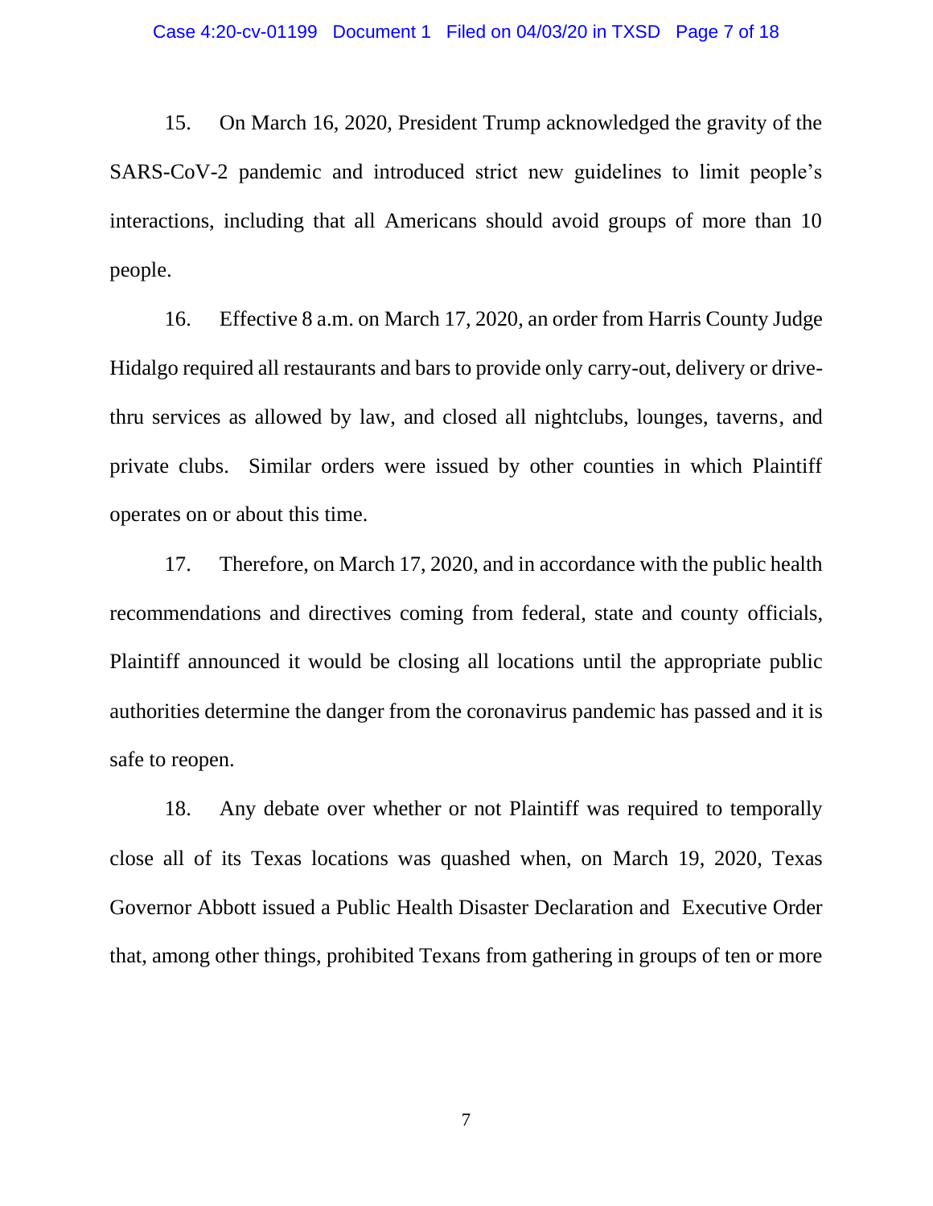15. On March 16, 2020, President Trump acknowledged the gravity of the SARS-CoV-2 pandemic and introduced strict new guidelines to limit people's interactions, including that all Americans should avoid groups of more than 10 people.

16. Effective 8 a.m. on March 17, 2020, an order from Harris County Judge Hidalgo required all restaurants and bars to provide only carry-out, delivery or drive-thru services as allowed by law, and closed all nightclubs, lounges, taverns, and private clubs. Similar orders were issued by other counties in which Plaintiff operates on or about this time.

17. Therefore, on March 17, 2020, and in accordance with the public health recommendations and directives coming from federal, state and county officials, Plaintiff announced it would be closing all locations until the appropriate public authorities determine the danger from the coronavirus pandemic has passed and it is safe to reopen.

18. Any debate over whether or not Plaintiff was required to temporally close all of its Texas locations was quashed when, on March 19, 2020, Texas Governor Abbott issued a Public Health Disaster Declaration and Executive Order that, among other things, prohibited Texans from gathering in groups of ten or more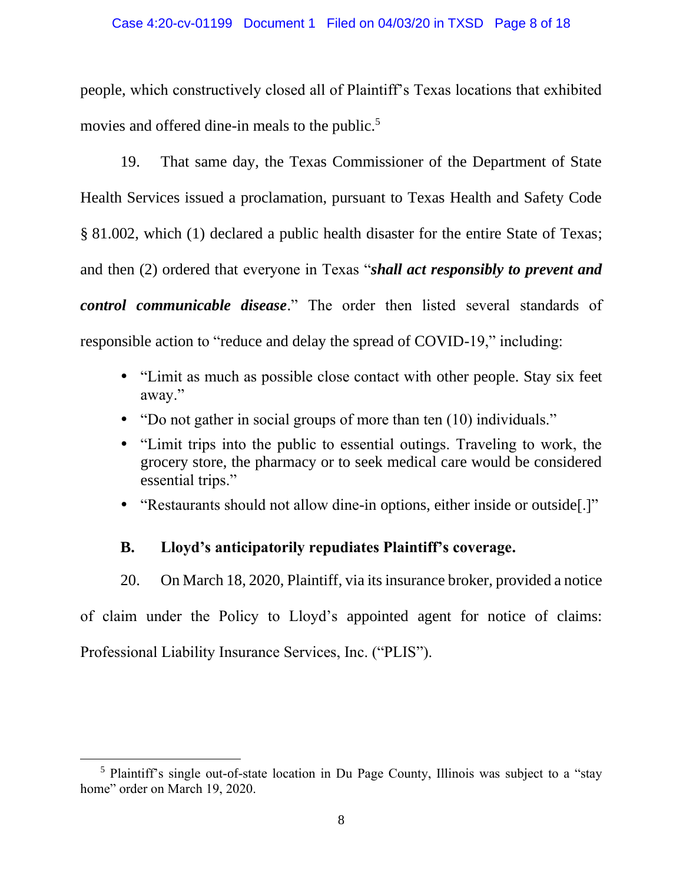people, which constructively closed all of Plaintiff's Texas locations that exhibited movies and offered dine-in meals to the public.[5]

19. That same day, the Texas Commissioner of the Department of State Health Services issued a proclamation, pursuant to Texas Health and Safety Code § 81.002, which (1) declared a public health disaster for the entire State of Texas; and then (2) ordered that everyone in Texas "***shall act responsibly to prevent and control communicable disease***." The order then listed several standards of responsible action to "reduce and delay the spread of COVID-19," including:

- "Limit as much as possible close contact with other people. Stay six feet away."
- "Do not gather in social groups of more than ten (10) individuals."
- "Limit trips into the public to essential outings. Traveling to work, the grocery store, the pharmacy or to seek medical care would be considered essential trips."
- "Restaurants should not allow dine-in options, either inside or outside[.]"

### B. Lloyd's anticipatorily repudiates Plaintiff's coverage.

20. On March 18, 2020, Plaintiff, via its insurance broker, provided a notice of claim under the Policy to Lloyd's appointed agent for notice of claims: Professional Liability Insurance Services, Inc. ("PLIS").

---

[5] Plaintiff's single out-of-state location in Du Page County, Illinois was subject to a "stay home" order on March 19, 2020.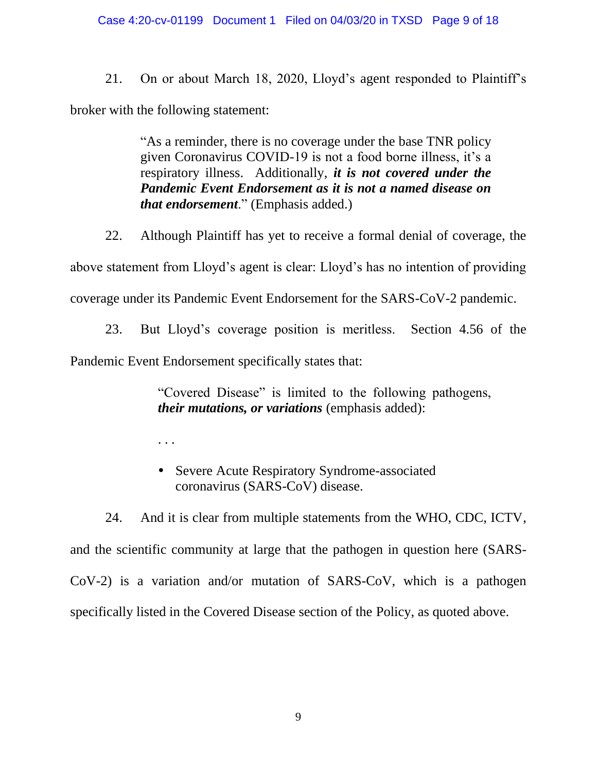21. On or about March 18, 2020, Lloyd's agent responded to Plaintiff's broker with the following statement:

> "As a reminder, there is no coverage under the base TNR policy given Coronavirus COVID-19 is not a food borne illness, it's a respiratory illness. Additionally, ***it is not covered under the Pandemic Event Endorsement as it is not a named disease on that endorsement***." (Emphasis added.)

22. Although Plaintiff has yet to receive a formal denial of coverage, the above statement from Lloyd's agent is clear: Lloyd's has no intention of providing coverage under its Pandemic Event Endorsement for the SARS-CoV-2 pandemic.

23. But Lloyd's coverage position is meritless. Section 4.56 of the Pandemic Event Endorsement specifically states that:

> "Covered Disease" is limited to the following pathogens, ***their mutations, or variations*** (emphasis added):
>
> . . .
>
> - Severe Acute Respiratory Syndrome-associated coronavirus (SARS-CoV) disease.

24. And it is clear from multiple statements from the WHO, CDC, ICTV, and the scientific community at large that the pathogen in question here (SARS-CoV-2) is a variation and/or mutation of SARS-CoV, which is a pathogen specifically listed in the Covered Disease section of the Policy, as quoted above.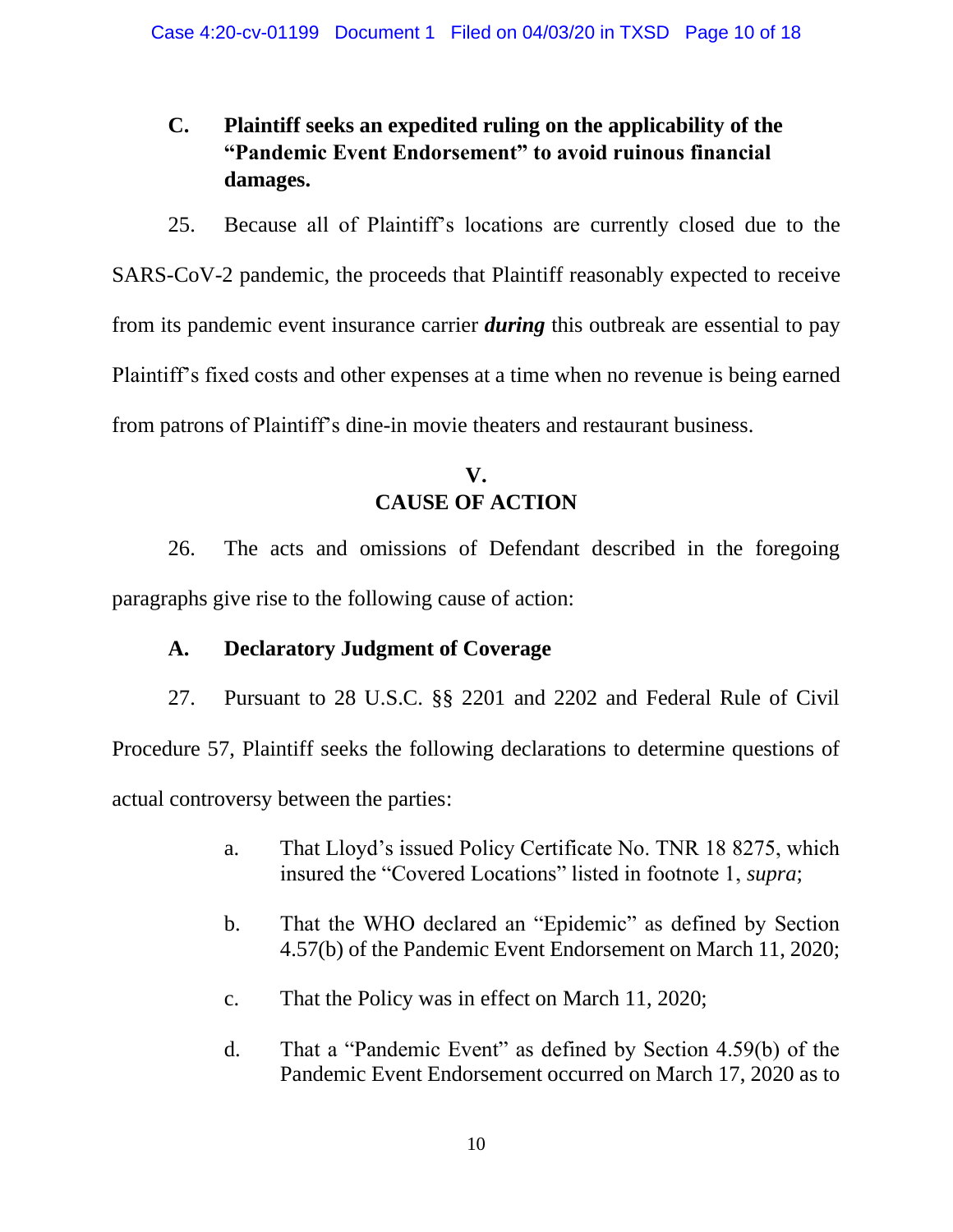### C. Plaintiff seeks an expedited ruling on the applicability of the "Pandemic Event Endorsement" to avoid ruinous financial damages.

25. Because all of Plaintiff's locations are currently closed due to the SARS-CoV-2 pandemic, the proceeds that Plaintiff reasonably expected to receive from its pandemic event insurance carrier ***during*** this outbreak are essential to pay Plaintiff's fixed costs and other expenses at a time when no revenue is being earned from patrons of Plaintiff's dine-in movie theaters and restaurant business.

## V.
## CAUSE OF ACTION

26. The acts and omissions of Defendant described in the foregoing paragraphs give rise to the following cause of action:

### A. Declaratory Judgment of Coverage

27. Pursuant to 28 U.S.C. §§ 2201 and 2202 and Federal Rule of Civil Procedure 57, Plaintiff seeks the following declarations to determine questions of actual controversy between the parties:

a. That Lloyd's issued Policy Certificate No. TNR 18 8275, which insured the "Covered Locations" listed in footnote 1, *supra*;

b. That the WHO declared an "Epidemic" as defined by Section 4.57(b) of the Pandemic Event Endorsement on March 11, 2020;

c. That the Policy was in effect on March 11, 2020;

d. That a "Pandemic Event" as defined by Section 4.59(b) of the Pandemic Event Endorsement occurred on March 17, 2020 as to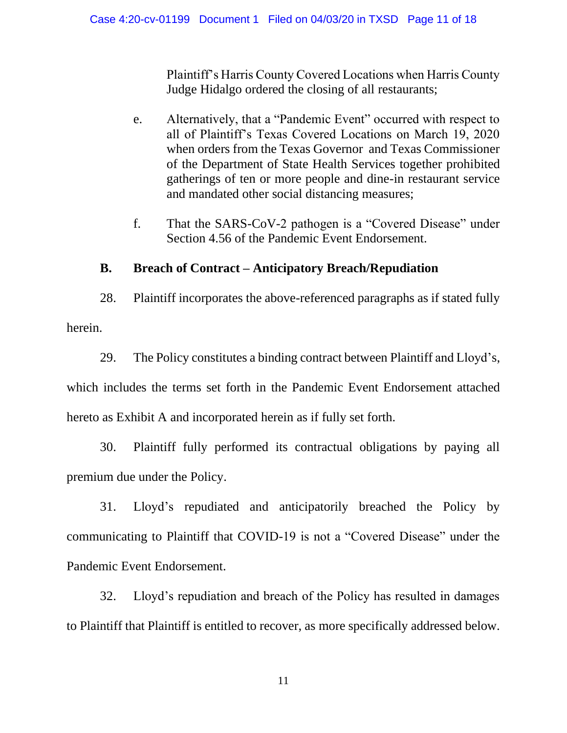Plaintiff's Harris County Covered Locations when Harris County Judge Hidalgo ordered the closing of all restaurants;

e. Alternatively, that a "Pandemic Event" occurred with respect to all of Plaintiff's Texas Covered Locations on March 19, 2020 when orders from the Texas Governor and Texas Commissioner of the Department of State Health Services together prohibited gatherings of ten or more people and dine-in restaurant service and mandated other social distancing measures;

f. That the SARS-CoV-2 pathogen is a "Covered Disease" under Section 4.56 of the Pandemic Event Endorsement.

### B. Breach of Contract – Anticipatory Breach/Repudiation

28. Plaintiff incorporates the above-referenced paragraphs as if stated fully herein.

29. The Policy constitutes a binding contract between Plaintiff and Lloyd's, which includes the terms set forth in the Pandemic Event Endorsement attached hereto as Exhibit A and incorporated herein as if fully set forth.

30. Plaintiff fully performed its contractual obligations by paying all premium due under the Policy.

31. Lloyd's repudiated and anticipatorily breached the Policy by communicating to Plaintiff that COVID-19 is not a "Covered Disease" under the Pandemic Event Endorsement.

32. Lloyd's repudiation and breach of the Policy has resulted in damages to Plaintiff that Plaintiff is entitled to recover, as more specifically addressed below.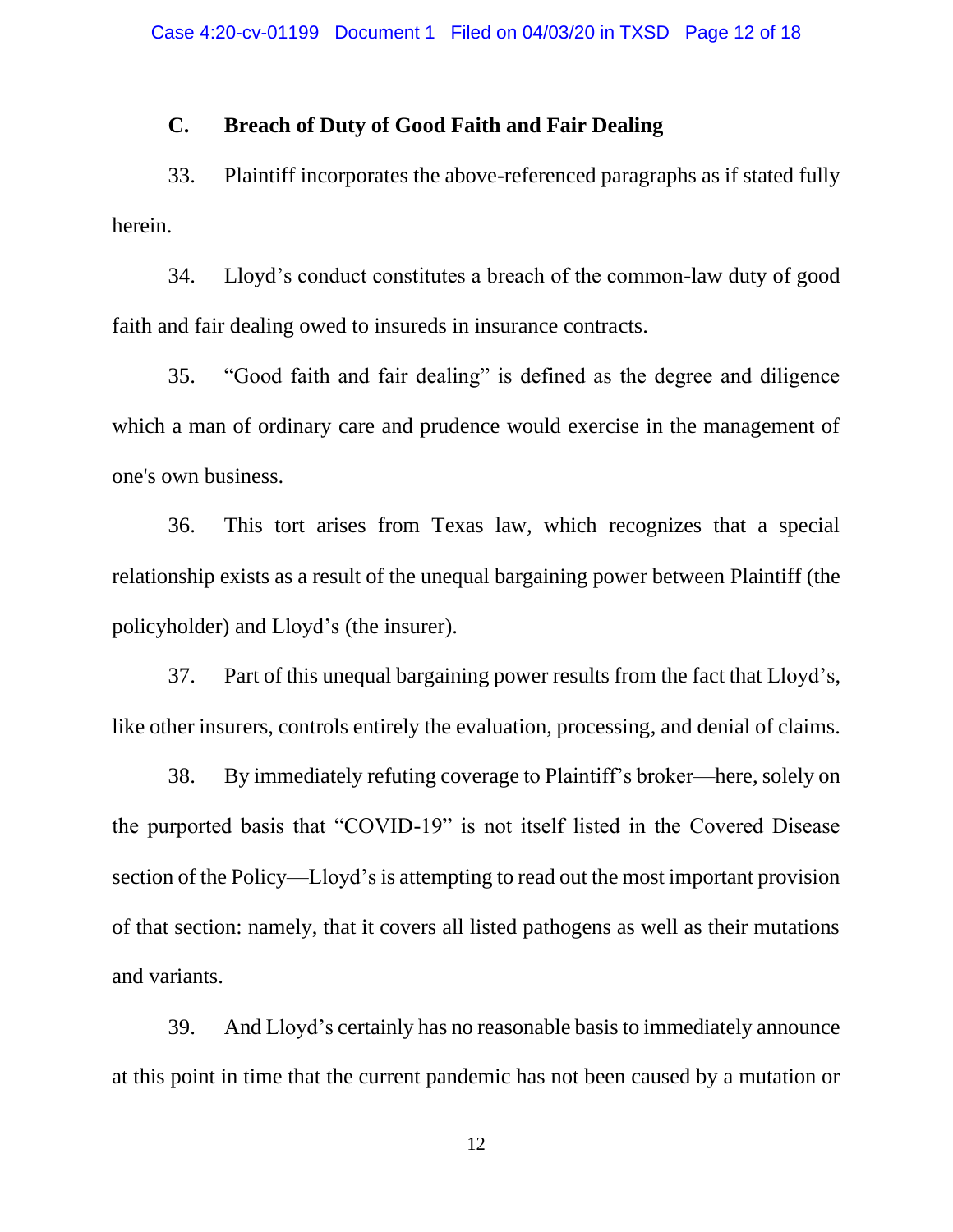### C. Breach of Duty of Good Faith and Fair Dealing

33. Plaintiff incorporates the above-referenced paragraphs as if stated fully herein.

34. Lloyd's conduct constitutes a breach of the common-law duty of good faith and fair dealing owed to insureds in insurance contracts.

35. "Good faith and fair dealing" is defined as the degree and diligence which a man of ordinary care and prudence would exercise in the management of one's own business.

36. This tort arises from Texas law, which recognizes that a special relationship exists as a result of the unequal bargaining power between Plaintiff (the policyholder) and Lloyd's (the insurer).

37. Part of this unequal bargaining power results from the fact that Lloyd's, like other insurers, controls entirely the evaluation, processing, and denial of claims.

38. By immediately refuting coverage to Plaintiff's broker—here, solely on the purported basis that "COVID-19" is not itself listed in the Covered Disease section of the Policy—Lloyd's is attempting to read out the most important provision of that section: namely, that it covers all listed pathogens as well as their mutations and variants.

39. And Lloyd's certainly has no reasonable basis to immediately announce at this point in time that the current pandemic has not been caused by a mutation or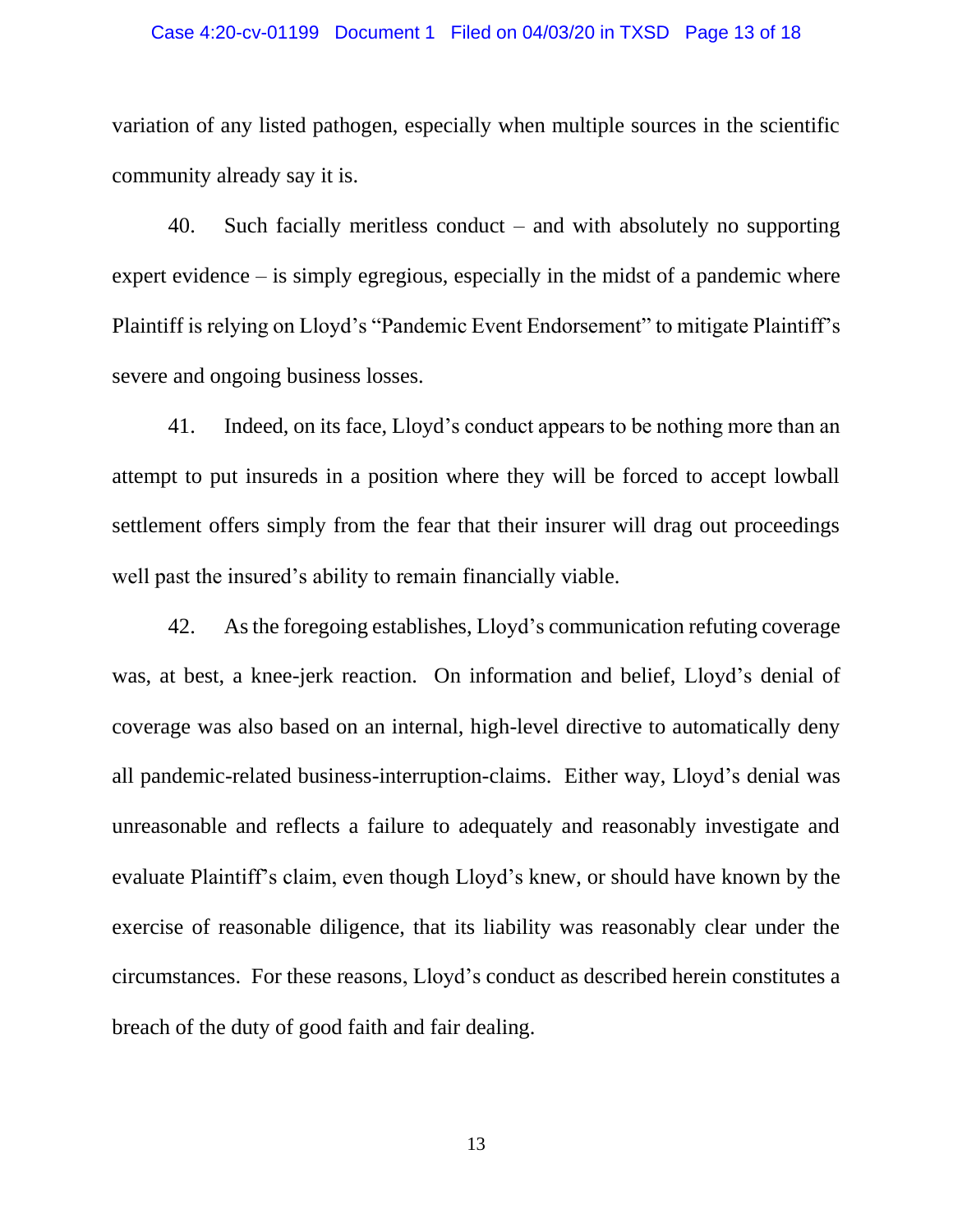variation of any listed pathogen, especially when multiple sources in the scientific community already say it is.

40. Such facially meritless conduct – and with absolutely no supporting expert evidence – is simply egregious, especially in the midst of a pandemic where Plaintiff is relying on Lloyd's "Pandemic Event Endorsement" to mitigate Plaintiff's severe and ongoing business losses.

41. Indeed, on its face, Lloyd's conduct appears to be nothing more than an attempt to put insureds in a position where they will be forced to accept lowball settlement offers simply from the fear that their insurer will drag out proceedings well past the insured's ability to remain financially viable.

42. As the foregoing establishes, Lloyd's communication refuting coverage was, at best, a knee-jerk reaction. On information and belief, Lloyd's denial of coverage was also based on an internal, high-level directive to automatically deny all pandemic-related business-interruption-claims. Either way, Lloyd's denial was unreasonable and reflects a failure to adequately and reasonably investigate and evaluate Plaintiff's claim, even though Lloyd's knew, or should have known by the exercise of reasonable diligence, that its liability was reasonably clear under the circumstances. For these reasons, Lloyd's conduct as described herein constitutes a breach of the duty of good faith and fair dealing.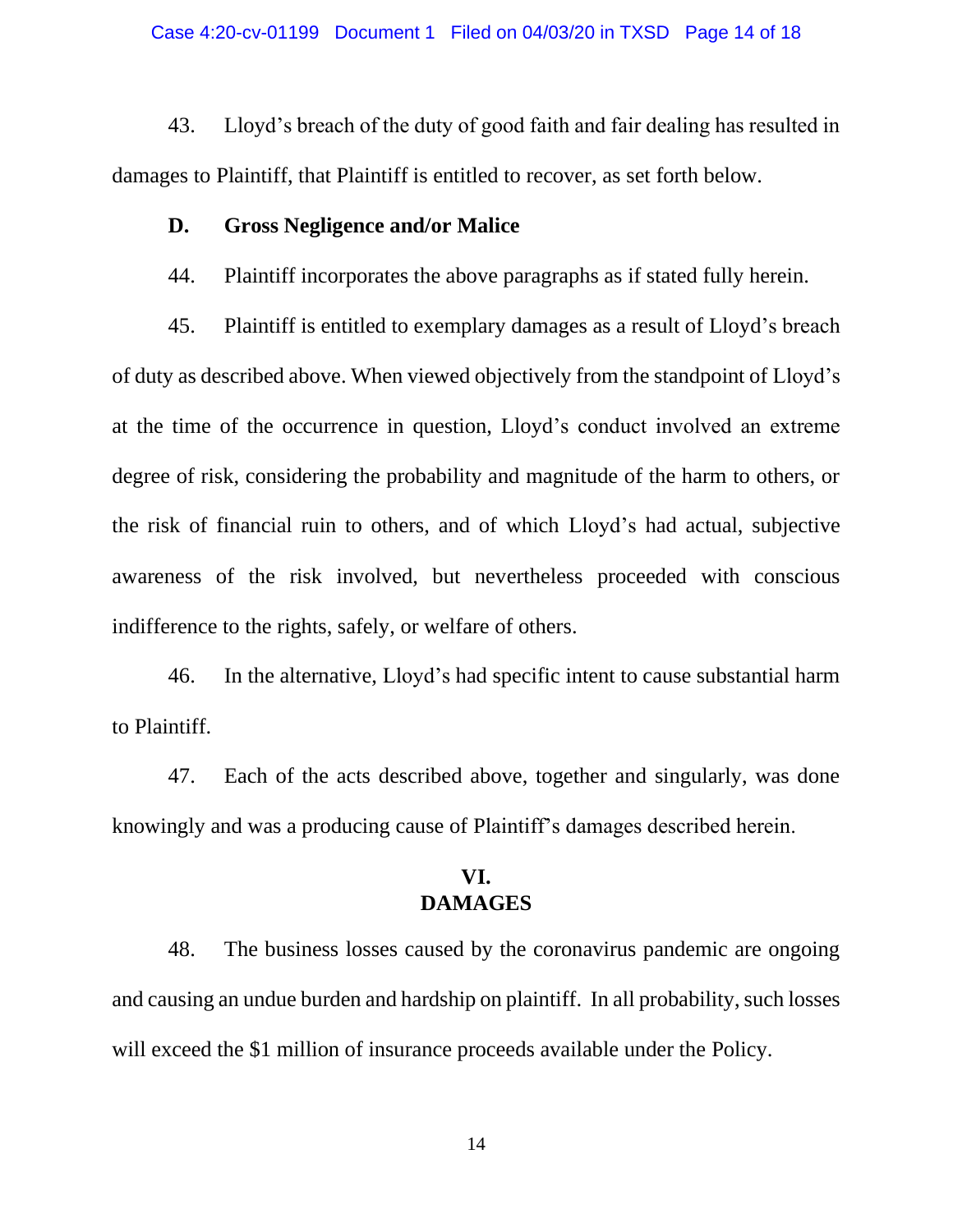43. Lloyd's breach of the duty of good faith and fair dealing has resulted in damages to Plaintiff, that Plaintiff is entitled to recover, as set forth below.

### D. Gross Negligence and/or Malice

44. Plaintiff incorporates the above paragraphs as if stated fully herein.

45. Plaintiff is entitled to exemplary damages as a result of Lloyd's breach of duty as described above. When viewed objectively from the standpoint of Lloyd's at the time of the occurrence in question, Lloyd's conduct involved an extreme degree of risk, considering the probability and magnitude of the harm to others, or the risk of financial ruin to others, and of which Lloyd's had actual, subjective awareness of the risk involved, but nevertheless proceeded with conscious indifference to the rights, safely, or welfare of others.

46. In the alternative, Lloyd's had specific intent to cause substantial harm to Plaintiff.

47. Each of the acts described above, together and singularly, was done knowingly and was a producing cause of Plaintiff's damages described herein.

## VI.
## DAMAGES

48. The business losses caused by the coronavirus pandemic are ongoing and causing an undue burden and hardship on plaintiff. In all probability, such losses will exceed the $1 million of insurance proceeds available under the Policy.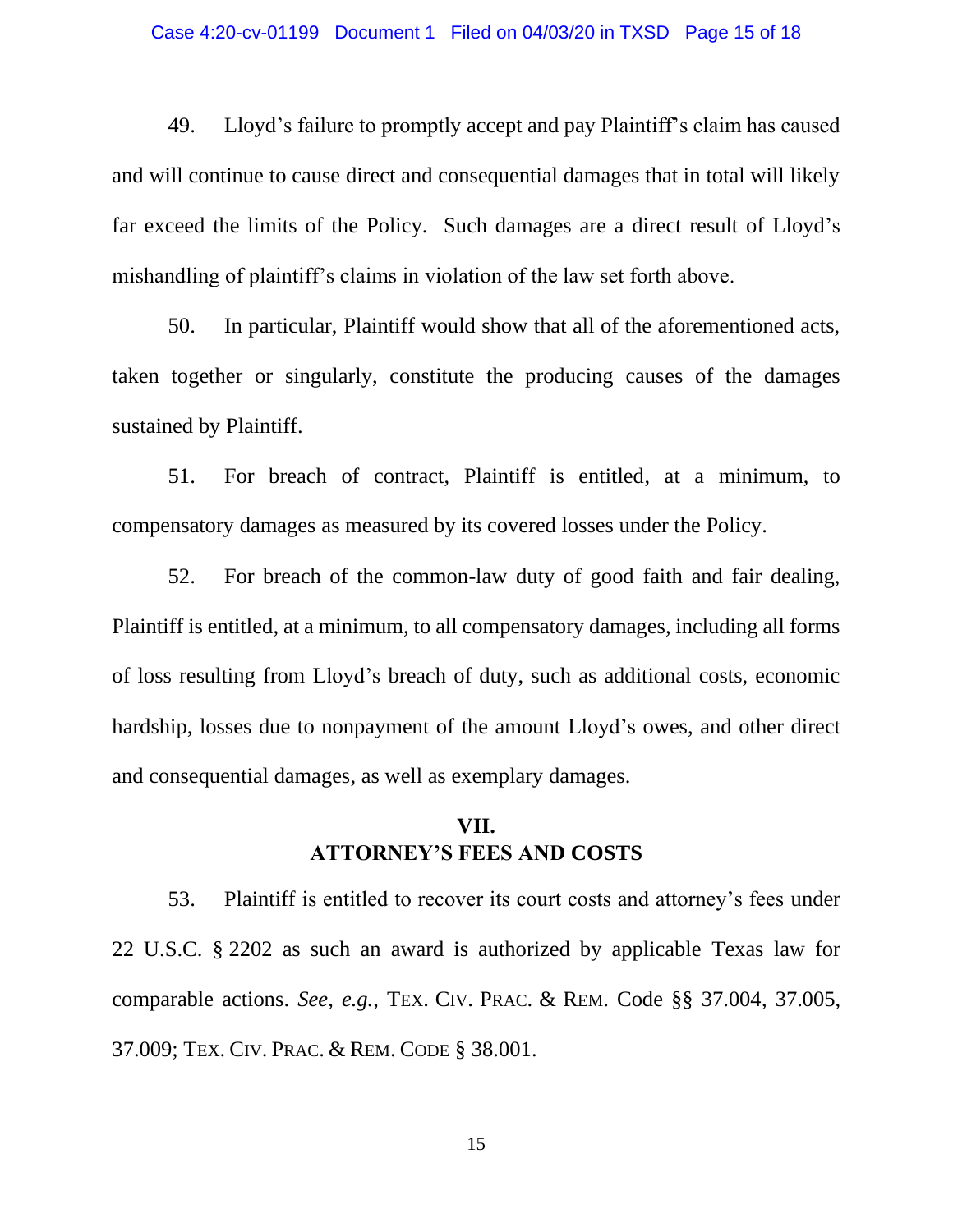49. Lloyd's failure to promptly accept and pay Plaintiff's claim has caused and will continue to cause direct and consequential damages that in total will likely far exceed the limits of the Policy. Such damages are a direct result of Lloyd's mishandling of plaintiff's claims in violation of the law set forth above.

50. In particular, Plaintiff would show that all of the aforementioned acts, taken together or singularly, constitute the producing causes of the damages sustained by Plaintiff.

51. For breach of contract, Plaintiff is entitled, at a minimum, to compensatory damages as measured by its covered losses under the Policy.

52. For breach of the common-law duty of good faith and fair dealing, Plaintiff is entitled, at a minimum, to all compensatory damages, including all forms of loss resulting from Lloyd's breach of duty, such as additional costs, economic hardship, losses due to nonpayment of the amount Lloyd's owes, and other direct and consequential damages, as well as exemplary damages.

## VII.
## ATTORNEY'S FEES AND COSTS

53. Plaintiff is entitled to recover its court costs and attorney's fees under 22 U.S.C. § 2202 as such an award is authorized by applicable Texas law for comparable actions. *See, e.g.*, TEX. CIV. PRAC. & REM. Code §§ 37.004, 37.005, 37.009; TEX. CIV. PRAC. & REM. CODE § 38.001.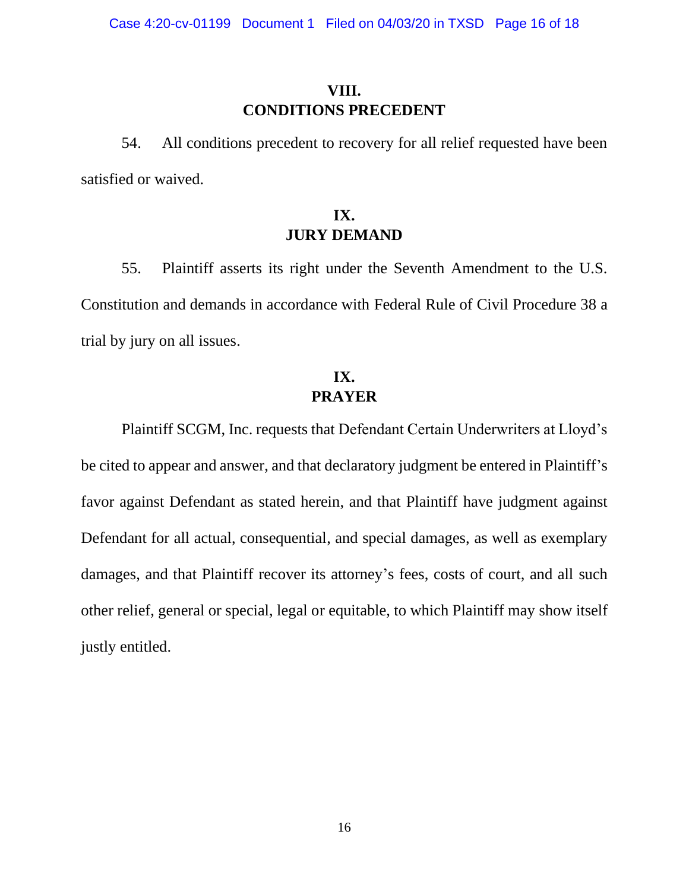## VIII.
## CONDITIONS PRECEDENT

54. All conditions precedent to recovery for all relief requested have been satisfied or waived.

## IX.
## JURY DEMAND

55. Plaintiff asserts its right under the Seventh Amendment to the U.S. Constitution and demands in accordance with Federal Rule of Civil Procedure 38 a trial by jury on all issues.

## IX.
## PRAYER

Plaintiff SCGM, Inc. requests that Defendant Certain Underwriters at Lloyd's be cited to appear and answer, and that declaratory judgment be entered in Plaintiff's favor against Defendant as stated herein, and that Plaintiff have judgment against Defendant for all actual, consequential, and special damages, as well as exemplary damages, and that Plaintiff recover its attorney's fees, costs of court, and all such other relief, general or special, legal or equitable, to which Plaintiff may show itself justly entitled.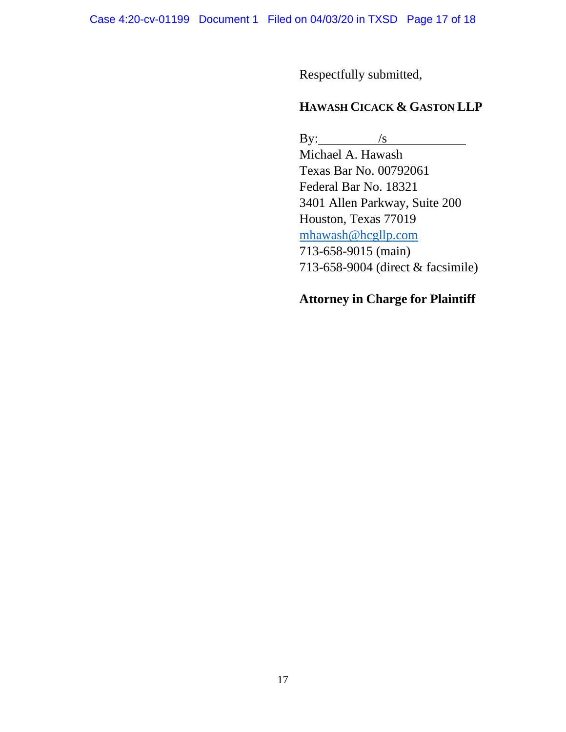Respectfully submitted,

**HAWASH CICACK & GASTON LLP**

By: /s

Michael A. Hawash
Texas Bar No. 00792061
Federal Bar No. 18321
3401 Allen Parkway, Suite 200
Houston, Texas 77019
mhawash@hcgllp.com
713-658-9015 (main)
713-658-9004 (direct & facsimile)

**Attorney in Charge for Plaintiff**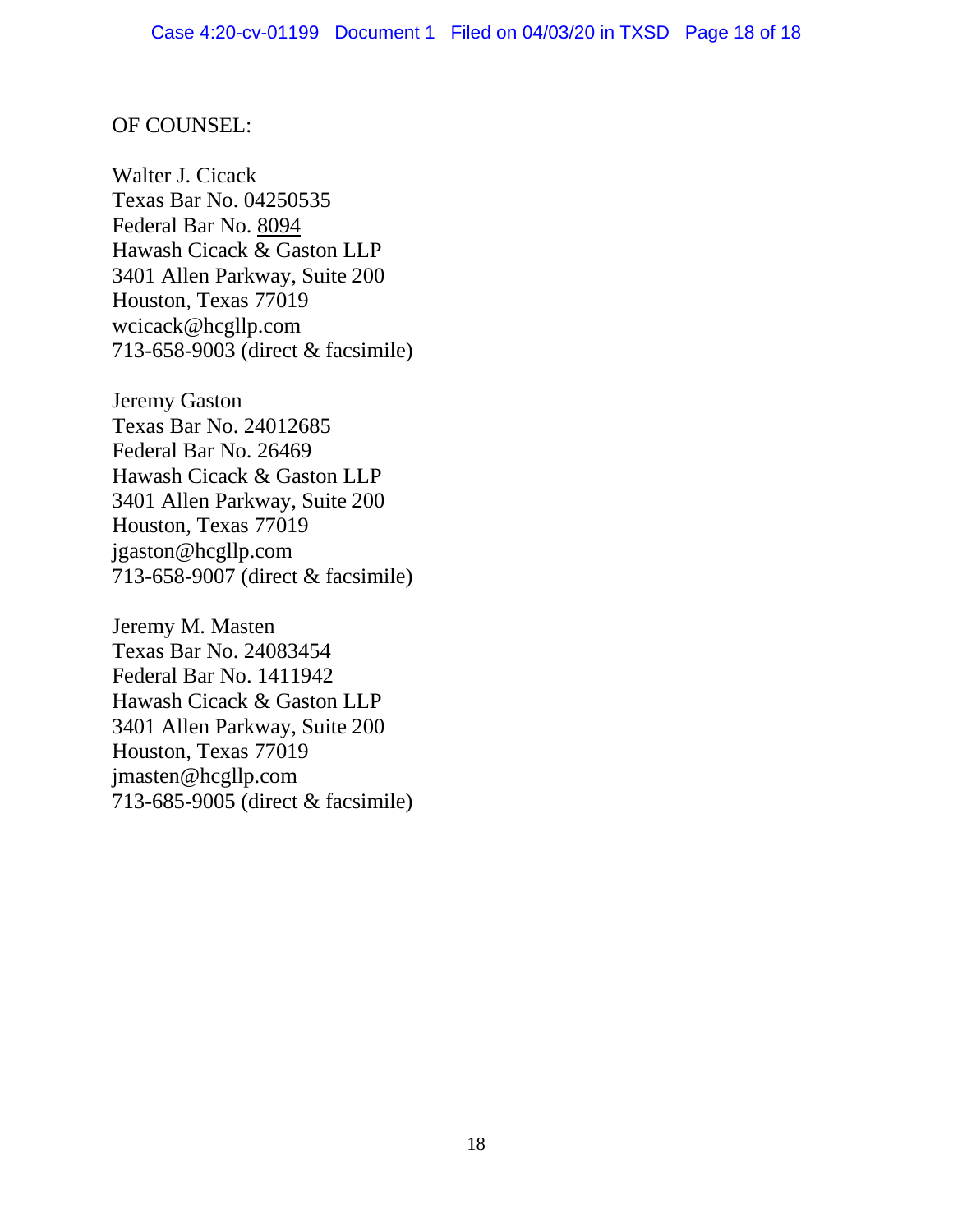OF COUNSEL:

Walter J. Cicack
Texas Bar No. 04250535
Federal Bar No. 8094
Hawash Cicack & Gaston LLP
3401 Allen Parkway, Suite 200
Houston, Texas 77019
wcicack@hcgllp.com
713-658-9003 (direct & facsimile)

Jeremy Gaston
Texas Bar No. 24012685
Federal Bar No. 26469
Hawash Cicack & Gaston LLP
3401 Allen Parkway, Suite 200
Houston, Texas 77019
jgaston@hcgllp.com
713-658-9007 (direct & facsimile)

Jeremy M. Masten
Texas Bar No. 24083454
Federal Bar No. 1411942
Hawash Cicack & Gaston LLP
3401 Allen Parkway, Suite 200
Houston, Texas 77019
jmasten@hcgllp.com
713-685-9005 (direct & facsimile)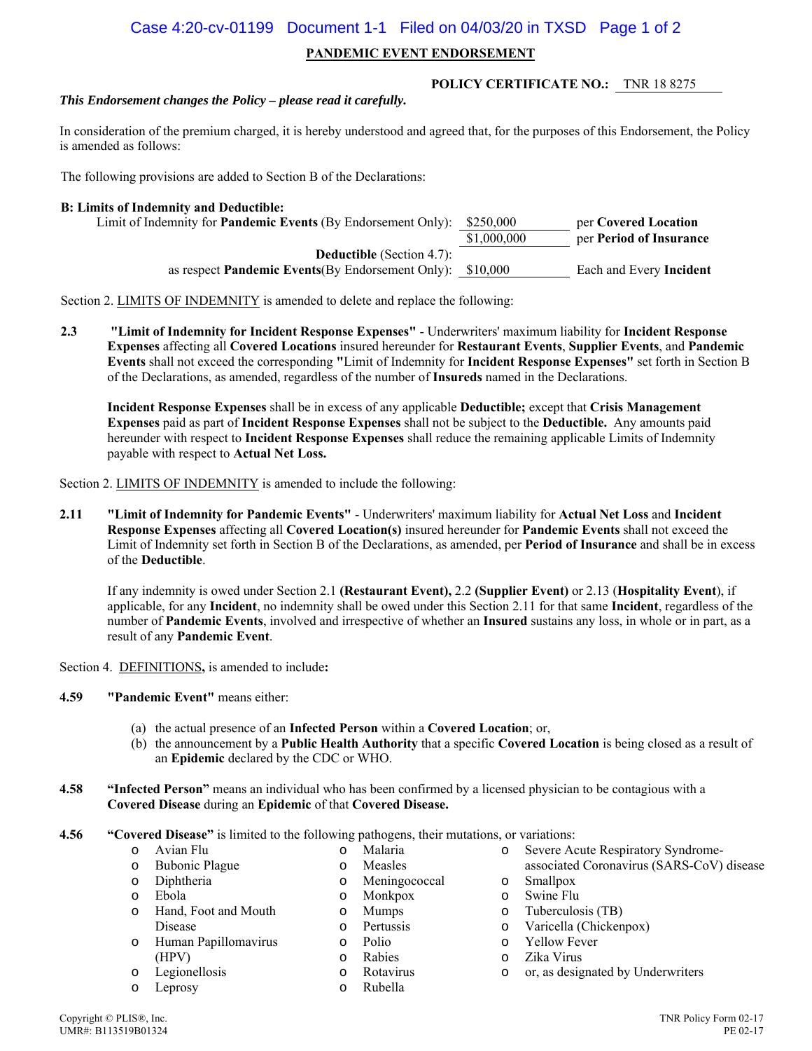## PANDEMIC EVENT ENDORSEMENT

**POLICY CERTIFICATE NO.:** TNR 18 8275

***This Endorsement changes the Policy – please read it carefully.***

In consideration of the premium charged, it is hereby understood and agreed that, for the purposes of this Endorsement, the Policy is amended as follows:

The following provisions are added to Section B of the Declarations:

**B: Limits of Indemnity and Deductible:**

| | | |
|---|---|---|
| Limit of Indemnity for **Pandemic Events** (By Endorsement Only): | $250,000 | per **Covered Location** |
| | $1,000,000 | per **Period of Insurance** |
| **Deductible** (Section 4.7): as respect **Pandemic Events**(By Endorsement Only): | $10,000 | Each and Every **Incident** |

Section 2. LIMITS OF INDEMNITY is amended to delete and replace the following:

**2.3** **"Limit of Indemnity for Incident Response Expenses"** - Underwriters' maximum liability for **Incident Response Expenses** affecting all **Covered Locations** insured hereunder for **Restaurant Events**, **Supplier Events**, and **Pandemic Events** shall not exceed the corresponding **"**Limit of Indemnity for **Incident Response Expenses"** set forth in Section B of the Declarations, as amended, regardless of the number of **Insureds** named in the Declarations.

**Incident Response Expenses** shall be in excess of any applicable **Deductible;** except that **Crisis Management Expenses** paid as part of **Incident Response Expenses** shall not be subject to the **Deductible.** Any amounts paid hereunder with respect to **Incident Response Expenses** shall reduce the remaining applicable Limits of Indemnity payable with respect to **Actual Net Loss.**

Section 2. LIMITS OF INDEMNITY is amended to include the following:

**2.11** **"Limit of Indemnity for Pandemic Events"** - Underwriters' maximum liability for **Actual Net Loss** and **Incident Response Expenses** affecting all **Covered Location(s)** insured hereunder for **Pandemic Events** shall not exceed the Limit of Indemnity set forth in Section B of the Declarations, as amended, per **Period of Insurance** and shall be in excess of the **Deductible**.

If any indemnity is owed under Section 2.1 **(Restaurant Event),** 2.2 **(Supplier Event)** or 2.13 (**Hospitality Event**), if applicable, for any **Incident**, no indemnity shall be owed under this Section 2.11 for that same **Incident**, regardless of the number of **Pandemic Events**, involved and irrespective of whether an **Insured** sustains any loss, in whole or in part, as a result of any **Pandemic Event**.

Section 4. DEFINITIONS**,** is amended to include**:**

**4.59** **"Pandemic Event"** means either:

(a) the actual presence of an **Infected Person** within a **Covered Location**; or,
(b) the announcement by a **Public Health Authority** that a specific **Covered Location** is being closed as a result of an **Epidemic** declared by the CDC or WHO.

**4.58** **"Infected Person"** means an individual who has been confirmed by a licensed physician to be contagious with a **Covered Disease** during an **Epidemic** of that **Covered Disease.**

**4.56** **"Covered Disease"** is limited to the following pathogens, their mutations, or variations:

- Avian Flu
- Bubonic Plague
- Diphtheria
- Ebola
- Hand, Foot and Mouth Disease
- Human Papillomavirus (HPV)
- Legionellosis
- Leprosy
- Malaria
- Measles
- Meningococcal
- Monkpox
- Mumps
- Pertussis
- Polio
- Rabies
- Rotavirus
- Rubella
- Severe Acute Respiratory Syndrome-associated Coronavirus (SARS-CoV) disease
- Smallpox
- Swine Flu
- Tuberculosis (TB)
- Varicella (Chickenpox)
- Yellow Fever
- Zika Virus
- or, as designated by Underwriters

Copyright © PLIS®, Inc.
UMR#: B113519B01324

TNR Policy Form 02-17
PE 02-17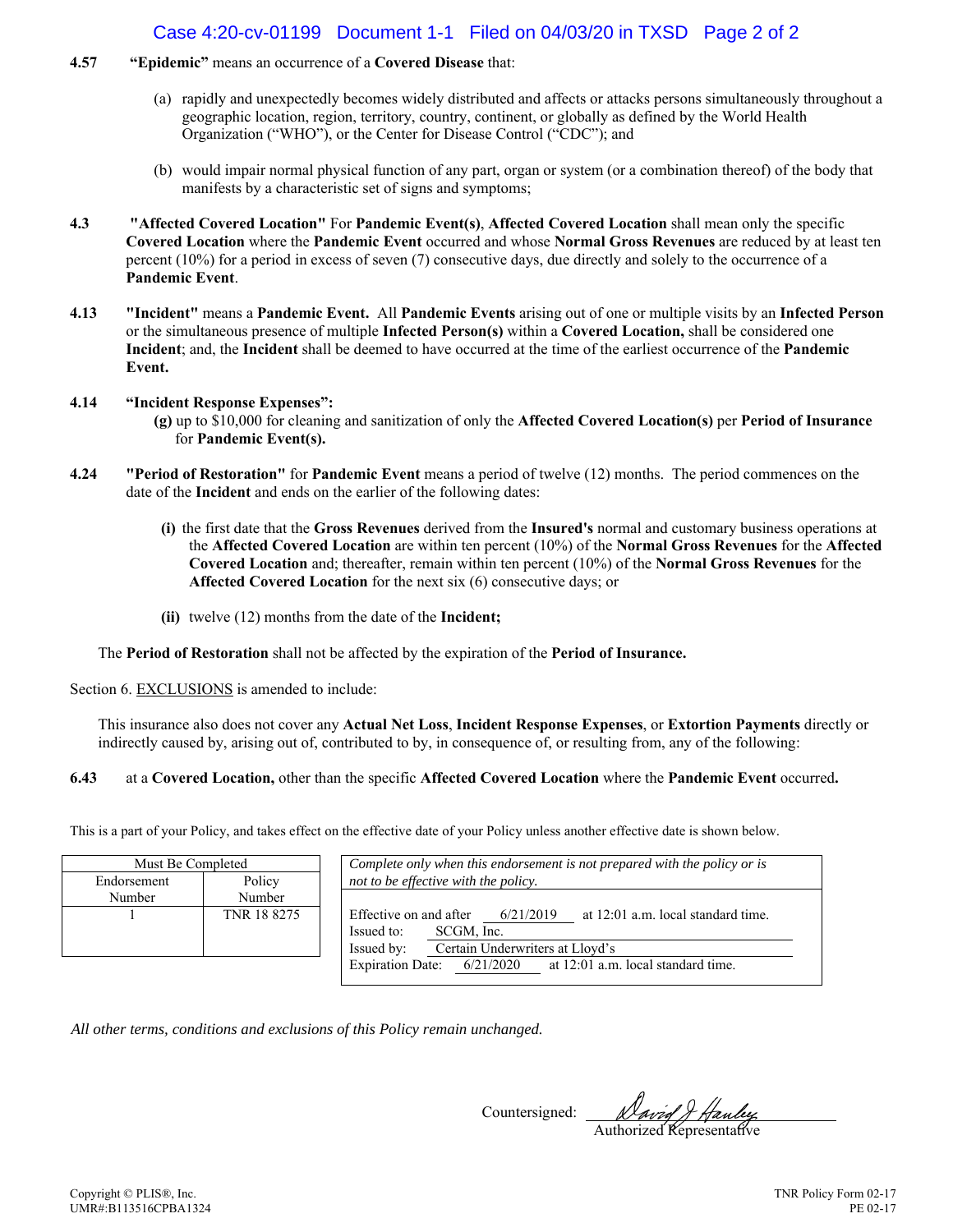**4.57** **"Epidemic"** means an occurrence of a **Covered Disease** that:

(a) rapidly and unexpectedly becomes widely distributed and affects or attacks persons simultaneously throughout a geographic location, region, territory, country, continent, or globally as defined by the World Health Organization ("WHO"), or the Center for Disease Control ("CDC"); and

(b) would impair normal physical function of any part, organ or system (or a combination thereof) of the body that manifests by a characteristic set of signs and symptoms;

**4.3** **"Affected Covered Location"** For **Pandemic Event(s)**, **Affected Covered Location** shall mean only the specific **Covered Location** where the **Pandemic Event** occurred and whose **Normal Gross Revenues** are reduced by at least ten percent (10%) for a period in excess of seven (7) consecutive days, due directly and solely to the occurrence of a **Pandemic Event**.

**4.13** **"Incident"** means a **Pandemic Event.** All **Pandemic Events** arising out of one or multiple visits by an **Infected Person** or the simultaneous presence of multiple **Infected Person(s)** within a **Covered Location,** shall be considered one **Incident**; and, the **Incident** shall be deemed to have occurred at the time of the earliest occurrence of the **Pandemic Event.**

**4.14** **"Incident Response Expenses":**

**(g)** up to $10,000 for cleaning and sanitization of only the **Affected Covered Location(s)** per **Period of Insurance** for **Pandemic Event(s).**

**4.24** **"Period of Restoration"** for **Pandemic Event** means a period of twelve (12) months. The period commences on the date of the **Incident** and ends on the earlier of the following dates:

**(i)** the first date that the **Gross Revenues** derived from the **Insured's** normal and customary business operations at the **Affected Covered Location** are within ten percent (10%) of the **Normal Gross Revenues** for the **Affected Covered Location** and; thereafter, remain within ten percent (10%) of the **Normal Gross Revenues** for the **Affected Covered Location** for the next six (6) consecutive days; or

**(ii)** twelve (12) months from the date of the **Incident;**

The **Period of Restoration** shall not be affected by the expiration of the **Period of Insurance.**

Section 6. EXCLUSIONS is amended to include:

This insurance also does not cover any **Actual Net Loss**, **Incident Response Expenses**, or **Extortion Payments** directly or indirectly caused by, arising out of, contributed to by, in consequence of, or resulting from, any of the following:

**6.43** at a **Covered Location,** other than the specific **Affected Covered Location** where the **Pandemic Event** occurred**.**

This is a part of your Policy, and takes effect on the effective date of your Policy unless another effective date is shown below.

| Must Be Completed | |
|---|---|
| Endorsement Number | Policy Number |
| 1 | TNR 18 8275 |

*Complete only when this endorsement is not prepared with the policy or is not to be effective with the policy.*

Effective on and after 6/21/2019 at 12:01 a.m. local standard time.
Issued to: SCGM, Inc.
Issued by: Certain Underwriters at Lloyd's
Expiration Date: 6/21/2020 at 12:01 a.m. local standard time.

*All other terms, conditions and exclusions of this Policy remain unchanged.*

Countersigned: David J Hanley
Authorized Representative

Copyright © PLIS®, Inc.
UMR#:B113516CPBA1324

TNR Policy Form 02-17
PE 02-17